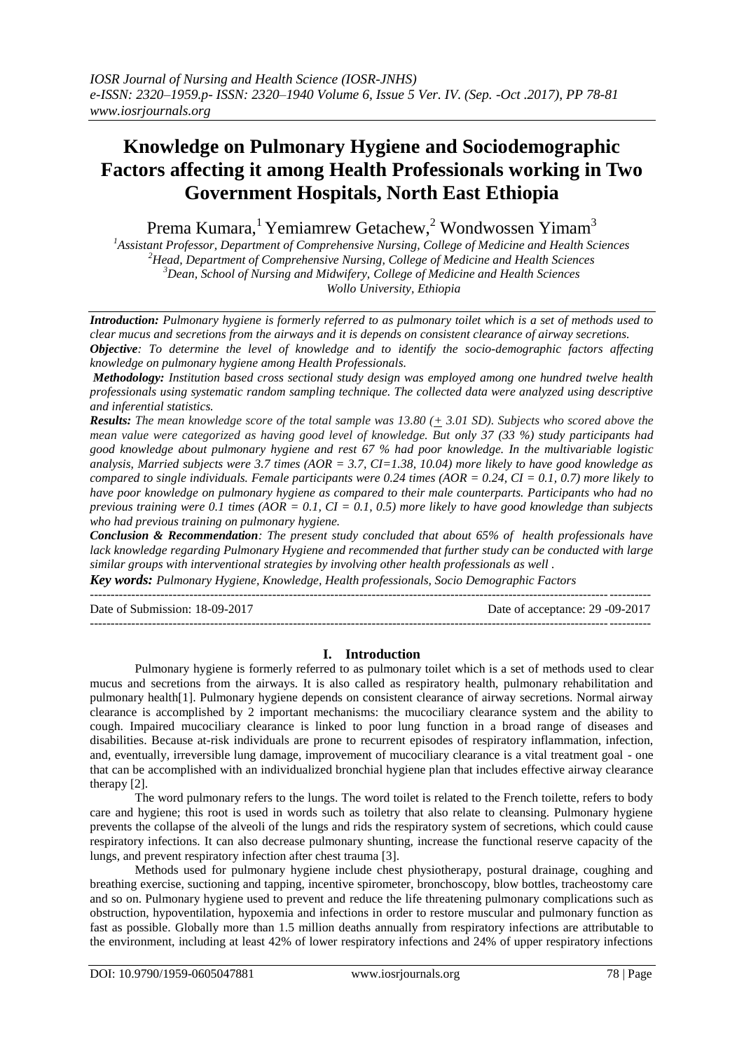# Knowledge on Pulmonary Hygiene and Sociodemographic Factors affecting it among Health Professionals working in Two Government Hospitals, North East Ethiopia

Prema Kumara,[1] Yemiamrew Getachew,[2] Wondwossen Yimam[3]

[1]Assistant Professor, Department of Comprehensive Nursing, College of Medicine and Health Sciences
[2]Head, Department of Comprehensive Nursing, College of Medicine and Health Sciences
[3]Dean, School of Nursing and Midwifery, College of Medicine and Health Sciences
Wollo University, Ethiopia

***Introduction:*** *Pulmonary hygiene is formerly referred to as pulmonary toilet which is a set of methods used to clear mucus and secretions from the airways and it is depends on consistent clearance of airway secretions.*

***Objective****: To determine the level of knowledge and to identify the socio-demographic factors affecting knowledge on pulmonary hygiene among Health Professionals.*

***Methodology:*** *Institution based cross sectional study design was employed among one hundred twelve health professionals using systematic random sampling technique. The collected data were analyzed using descriptive and inferential statistics.*

***Results:*** *The mean knowledge score of the total sample was 13.80 (± 3.01 SD). Subjects who scored above the mean value were categorized as having good level of knowledge. But only 37 (33 %) study participants had good knowledge about pulmonary hygiene and rest 67 % had poor knowledge. In the multivariable logistic analysis, Married subjects were 3.7 times (AOR = 3.7, CI=1.38, 10.04) more likely to have good knowledge as compared to single individuals. Female participants were 0.24 times (AOR = 0.24, CI = 0.1, 0.7) more likely to have poor knowledge on pulmonary hygiene as compared to their male counterparts. Participants who had no previous training were 0.1 times (AOR = 0.1, CI = 0.1, 0.5) more likely to have good knowledge than subjects who had previous training on pulmonary hygiene.*

***Conclusion & Recommendation****: The present study concluded that about 65% of health professionals have lack knowledge regarding Pulmonary Hygiene and recommended that further study can be conducted with large similar groups with interventional strategies by involving other health professionals as well .*

***Key words:*** *Pulmonary Hygiene, Knowledge, Health professionals, Socio Demographic Factors*

Date of Submission: 18-09-2017 | Date of acceptance: 29 -09-2017

## I. Introduction

Pulmonary hygiene is formerly referred to as pulmonary toilet which is a set of methods used to clear mucus and secretions from the airways. It is also called as respiratory health, pulmonary rehabilitation and pulmonary health[1]. Pulmonary hygiene depends on consistent clearance of airway secretions. Normal airway clearance is accomplished by 2 important mechanisms: the mucociliary clearance system and the ability to cough. Impaired mucociliary clearance is linked to poor lung function in a broad range of diseases and disabilities. Because at-risk individuals are prone to recurrent episodes of respiratory inflammation, infection, and, eventually, irreversible lung damage, improvement of mucociliary clearance is a vital treatment goal - one that can be accomplished with an individualized bronchial hygiene plan that includes effective airway clearance therapy [2].

The word pulmonary refers to the lungs. The word toilet is related to the French toilette, refers to body care and hygiene; this root is used in words such as toiletry that also relate to cleansing. Pulmonary hygiene prevents the collapse of the alveoli of the lungs and rids the respiratory system of secretions, which could cause respiratory infections. It can also decrease pulmonary shunting, increase the functional reserve capacity of the lungs, and prevent respiratory infection after chest trauma [3].

Methods used for pulmonary hygiene include chest physiotherapy, postural drainage, coughing and breathing exercise, suctioning and tapping, incentive spirometer, bronchoscopy, blow bottles, tracheostomy care and so on. Pulmonary hygiene used to prevent and reduce the life threatening pulmonary complications such as obstruction, hypoventilation, hypoxemia and infections in order to restore muscular and pulmonary function as fast as possible. Globally more than 1.5 million deaths annually from respiratory infections are attributable to the environment, including at least 42% of lower respiratory infections and 24% of upper respiratory infections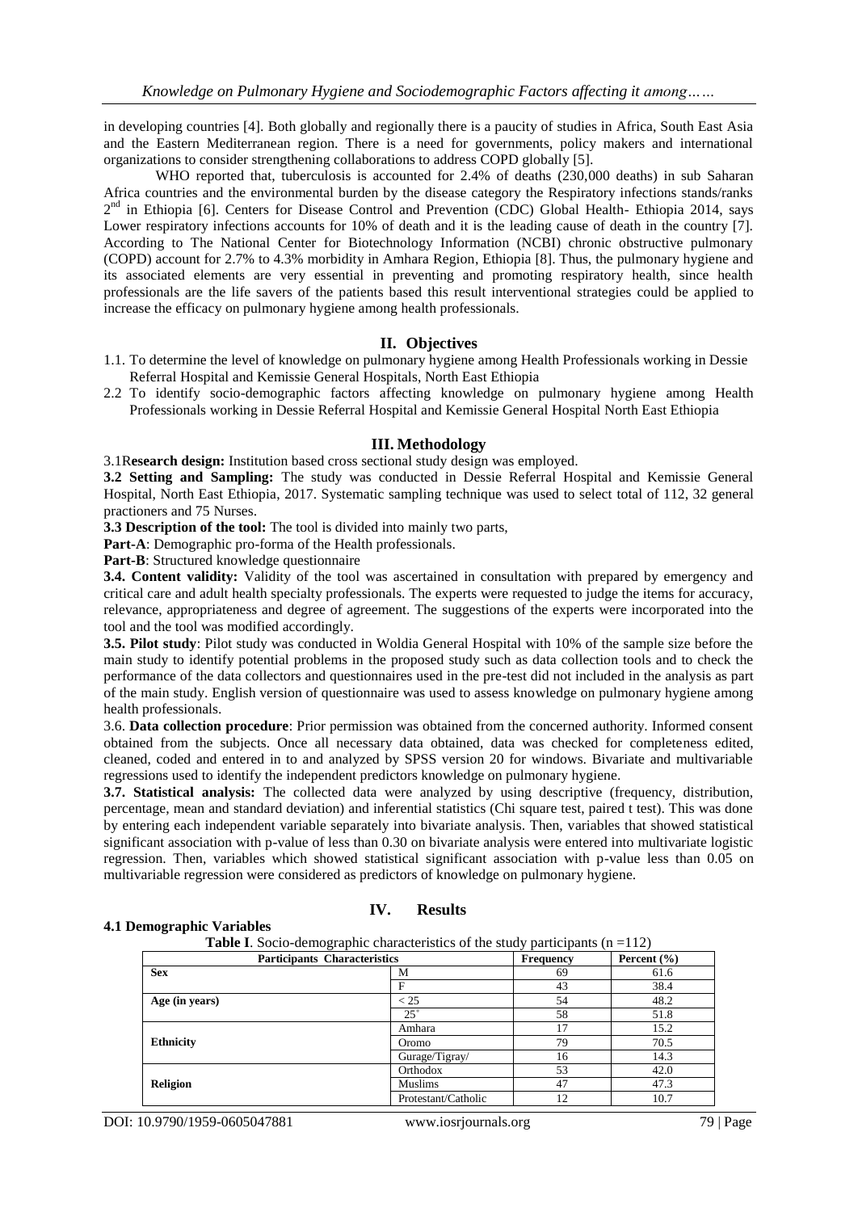in developing countries [4]. Both globally and regionally there is a paucity of studies in Africa, South East Asia and the Eastern Mediterranean region. There is a need for governments, policy makers and international organizations to consider strengthening collaborations to address COPD globally [5].

WHO reported that, tuberculosis is accounted for 2.4% of deaths (230,000 deaths) in sub Saharan Africa countries and the environmental burden by the disease category the Respiratory infections stands/ranks 2nd in Ethiopia [6]. Centers for Disease Control and Prevention (CDC) Global Health- Ethiopia 2014, says Lower respiratory infections accounts for 10% of death and it is the leading cause of death in the country [7]. According to The National Center for Biotechnology Information (NCBI) chronic obstructive pulmonary (COPD) account for 2.7% to 4.3% morbidity in Amhara Region, Ethiopia [8]. Thus, the pulmonary hygiene and its associated elements are very essential in preventing and promoting respiratory health, since health professionals are the life savers of the patients based this result interventional strategies could be applied to increase the efficacy on pulmonary hygiene among health professionals.

## II. Objectives

1.1. To determine the level of knowledge on pulmonary hygiene among Health Professionals working in Dessie Referral Hospital and Kemissie General Hospitals, North East Ethiopia
2.2 To identify socio-demographic factors affecting knowledge on pulmonary hygiene among Health Professionals working in Dessie Referral Hospital and Kemissie General Hospital North East Ethiopia

## III. Methodology

3.1R**esearch design:** Institution based cross sectional study design was employed.

**3.2 Setting and Sampling:** The study was conducted in Dessie Referral Hospital and Kemissie General Hospital, North East Ethiopia, 2017. Systematic sampling technique was used to select total of 112, 32 general practioners and 75 Nurses.

**3.3 Description of the tool:** The tool is divided into mainly two parts,

**Part-A**: Demographic pro-forma of the Health professionals.

**Part-B**: Structured knowledge questionnaire

**3.4. Content validity:** Validity of the tool was ascertained in consultation with prepared by emergency and critical care and adult health specialty professionals. The experts were requested to judge the items for accuracy, relevance, appropriateness and degree of agreement. The suggestions of the experts were incorporated into the tool and the tool was modified accordingly.

**3.5. Pilot study**: Pilot study was conducted in Woldia General Hospital with 10% of the sample size before the main study to identify potential problems in the proposed study such as data collection tools and to check the performance of the data collectors and questionnaires used in the pre-test did not included in the analysis as part of the main study. English version of questionnaire was used to assess knowledge on pulmonary hygiene among health professionals.

3.6. **Data collection procedure**: Prior permission was obtained from the concerned authority. Informed consent obtained from the subjects. Once all necessary data obtained, data was checked for completeness edited, cleaned, coded and entered in to and analyzed by SPSS version 20 for windows. Bivariate and multivariable regressions used to identify the independent predictors knowledge on pulmonary hygiene.

**3.7. Statistical analysis:** The collected data were analyzed by using descriptive (frequency, distribution, percentage, mean and standard deviation) and inferential statistics (Chi square test, paired t test). This was done by entering each independent variable separately into bivariate analysis. Then, variables that showed statistical significant association with p-value of less than 0.30 on bivariate analysis were entered into multivariate logistic regression. Then, variables which showed statistical significant association with p-value less than 0.05 on multivariable regression were considered as predictors of knowledge on pulmonary hygiene.

## IV. Results

### 4.1 Demographic Variables

**Table I**. Socio-demographic characteristics of the study participants (n =112)

| Participants Characteristics | | Frequency | Percent (%) |
|---|---|---|---|
| **Sex** | M | 69 | 61.6 |
| | F | 43 | 38.4 |
| **Age (in years)** | < 25 | 54 | 48.2 |
| | 25+ | 58 | 51.8 |
| **Ethnicity** | Amhara | 17 | 15.2 |
| | Oromo | 79 | 70.5 |
| | Gurage/Tigray/ | 16 | 14.3 |
| **Religion** | Orthodox | 53 | 42.0 |
| | Muslims | 47 | 47.3 |
| | Protestant/Catholic | 12 | 10.7 |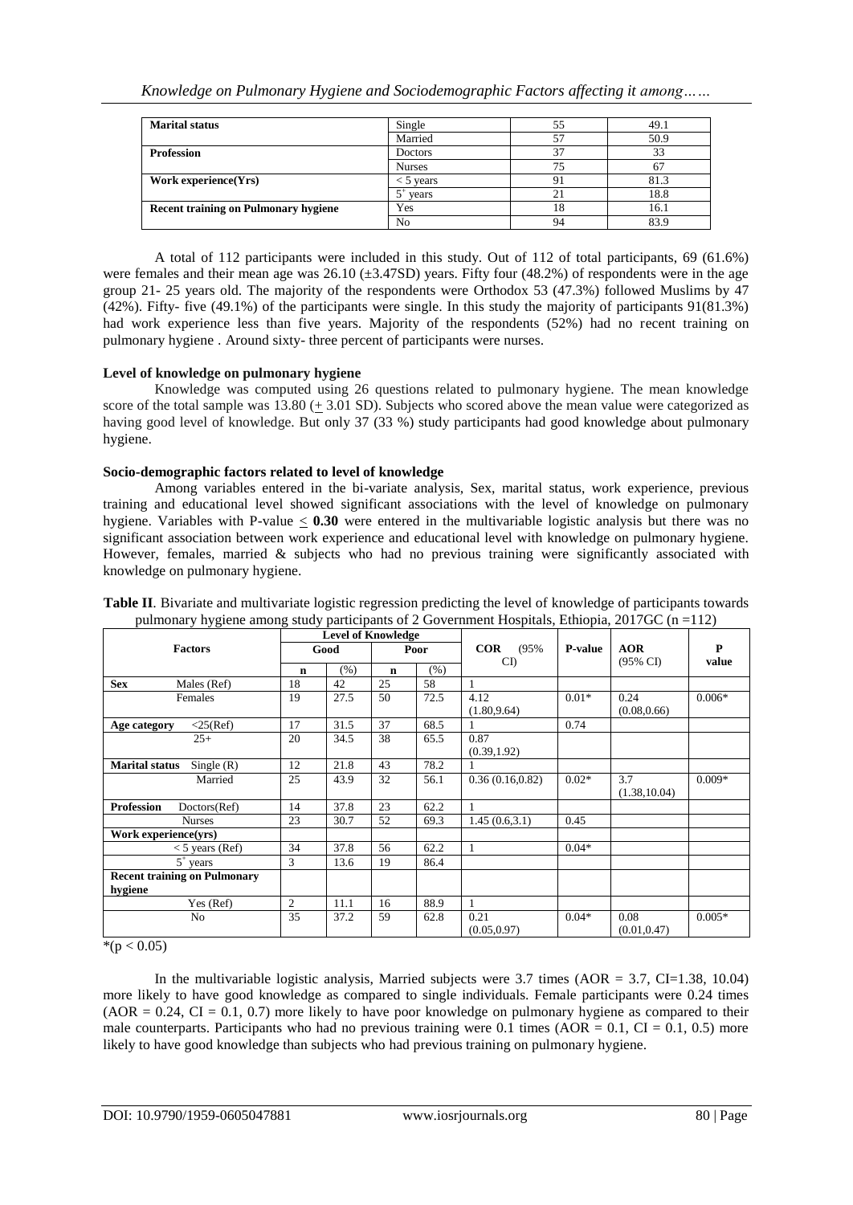| Marital status | Single | 55 | 49.1 |
|---|---|---|---|
| | Married | 57 | 50.9 |
| **Profession** | Doctors | 37 | 33 |
| | Nurses | 75 | 67 |
| **Work experience(Yrs)** | < 5 years | 91 | 81.3 |
| | $5^+$ years | 21 | 18.8 |
| **Recent training on Pulmonary hygiene** | Yes | 18 | 16.1 |
| | No | 94 | 83.9 |

A total of 112 participants were included in this study. Out of 112 of total participants, 69 (61.6%) were females and their mean age was 26.10 (±3.47SD) years. Fifty four (48.2%) of respondents were in the age group 21- 25 years old. The majority of the respondents were Orthodox 53 (47.3%) followed Muslims by 47 (42%). Fifty- five (49.1%) of the participants were single. In this study the majority of participants 91(81.3%) had work experience less than five years. Majority of the respondents (52%) had no recent training on pulmonary hygiene . Around sixty- three percent of participants were nurses.

**Level of knowledge on pulmonary hygiene**

Knowledge was computed using 26 questions related to pulmonary hygiene. The mean knowledge score of the total sample was 13.80 (± 3.01 SD). Subjects who scored above the mean value were categorized as having good level of knowledge. But only 37 (33 %) study participants had good knowledge about pulmonary hygiene.

**Socio-demographic factors related to level of knowledge**

Among variables entered in the bi-variate analysis, Sex, marital status, work experience, previous training and educational level showed significant associations with the level of knowledge on pulmonary hygiene. Variables with P-value ≤ **0.30** were entered in the multivariable logistic analysis but there was no significant association between work experience and educational level with knowledge on pulmonary hygiene. However, females, married & subjects who had no previous training were significantly associated with knowledge on pulmonary hygiene.

**Table II**. Bivariate and multivariate logistic regression predicting the level of knowledge of participants towards pulmonary hygiene among study participants of 2 Government Hospitals, Ethiopia, 2017GC (n =112)

| Factors | | Level of Knowledge | | | | COR (95% CI) | P-value | AOR (95% CI) | P value |
|---|---|---|---|---|---|---|---|---|---|
| | | Good | | Poor | | | | | |
| | | n | (%) | n | (%) | | | | |
| **Sex** | Males (Ref) | 18 | 42 | 25 | 58 | 1 | | | |
| | Females | 19 | 27.5 | 50 | 72.5 | 4.12 (1.80,9.64) | 0.01* | 0.24 (0.08,0.66) | 0.006* |
| **Age category** | <25(Ref) | 17 | 31.5 | 37 | 68.5 | 1 | 0.74 | | |
| | 25+ | 20 | 34.5 | 38 | 65.5 | 0.87 (0.39,1.92) | | | |
| **Marital status** | Single (R) | 12 | 21.8 | 43 | 78.2 | 1 | | | |
| | Married | 25 | 43.9 | 32 | 56.1 | 0.36 (0.16,0.82) | 0.02* | 3.7 (1.38,10.04) | 0.009* |
| **Profession** | Doctors(Ref) | 14 | 37.8 | 23 | 62.2 | 1 | | | |
| | Nurses | 23 | 30.7 | 52 | 69.3 | 1.45 (0.6,3.1) | 0.45 | | |
| **Work experience(yrs)** | | | | | | | | | |
| | < 5 years (Ref) | 34 | 37.8 | 56 | 62.2 | 1 | 0.04* | | |
| | $5^+$ years | 3 | 13.6 | 19 | 86.4 | | | | |
| **Recent training on Pulmonary hygiene** | | | | | | | | | |
| | Yes (Ref) | 2 | 11.1 | 16 | 88.9 | 1 | | | |
| | No | 35 | 37.2 | 59 | 62.8 | 0.21 (0.05,0.97) | 0.04* | 0.08 (0.01,0.47) | 0.005* |

*($p < 0.05$)

In the multivariable logistic analysis, Married subjects were 3.7 times (AOR = 3.7, CI=1.38, 10.04) more likely to have good knowledge as compared to single individuals. Female participants were 0.24 times (AOR = 0.24, CI = 0.1, 0.7) more likely to have poor knowledge on pulmonary hygiene as compared to their male counterparts. Participants who had no previous training were 0.1 times (AOR = 0.1, CI = 0.1, 0.5) more likely to have good knowledge than subjects who had previous training on pulmonary hygiene.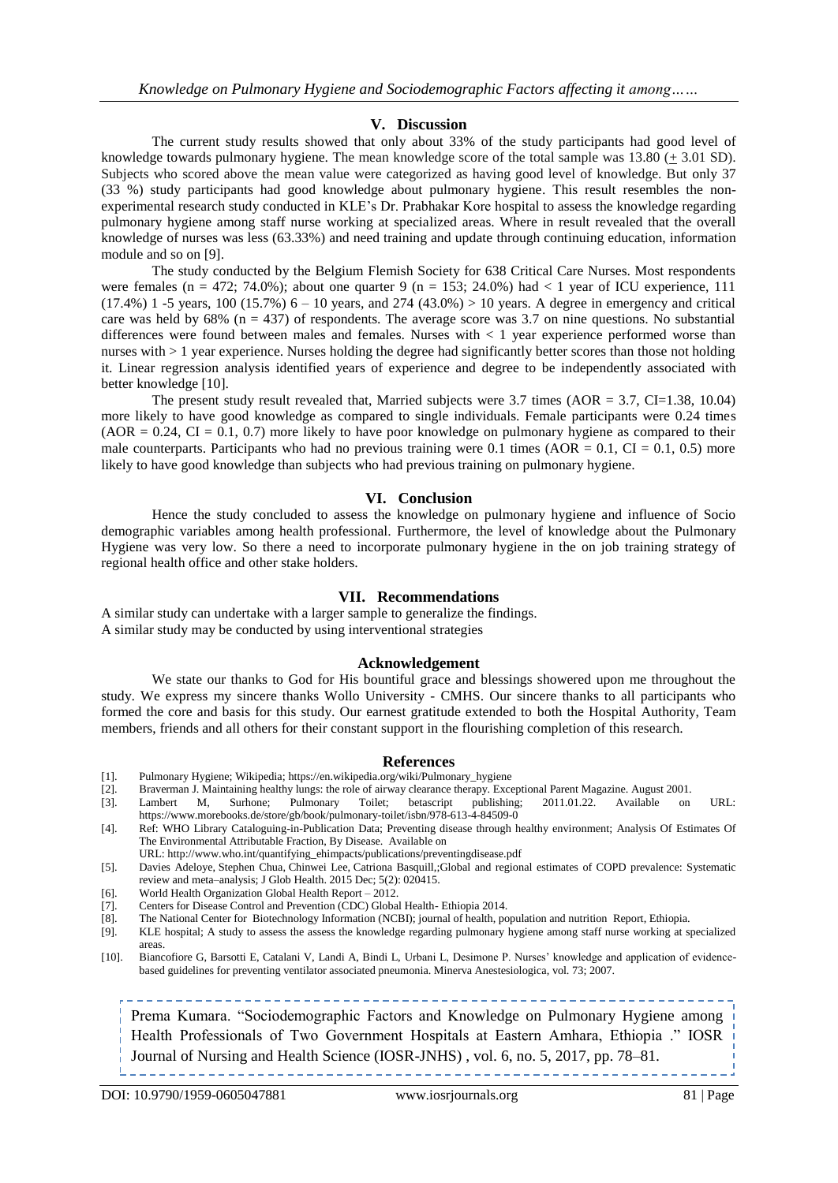## V. Discussion

The current study results showed that only about 33% of the study participants had good level of knowledge towards pulmonary hygiene. The mean knowledge score of the total sample was 13.80 (± 3.01 SD). Subjects who scored above the mean value were categorized as having good level of knowledge. But only 37 (33 %) study participants had good knowledge about pulmonary hygiene. This result resembles the non-experimental research study conducted in KLE's Dr. Prabhakar Kore hospital to assess the knowledge regarding pulmonary hygiene among staff nurse working at specialized areas. Where in result revealed that the overall knowledge of nurses was less (63.33%) and need training and update through continuing education, information module and so on [9].

The study conducted by the Belgium Flemish Society for 638 Critical Care Nurses. Most respondents were females (n = 472; 74.0%); about one quarter 9 (n = 153; 24.0%) had < 1 year of ICU experience, 111 (17.4%) 1 -5 years, 100 (15.7%) 6 – 10 years, and 274 (43.0%) > 10 years. A degree in emergency and critical care was held by 68% (n = 437) of respondents. The average score was 3.7 on nine questions. No substantial differences were found between males and females. Nurses with < 1 year experience performed worse than nurses with > 1 year experience. Nurses holding the degree had significantly better scores than those not holding it. Linear regression analysis identified years of experience and degree to be independently associated with better knowledge [10].

The present study result revealed that, Married subjects were 3.7 times (AOR = 3.7, CI=1.38, 10.04) more likely to have good knowledge as compared to single individuals. Female participants were 0.24 times (AOR = 0.24, CI = 0.1, 0.7) more likely to have poor knowledge on pulmonary hygiene as compared to their male counterparts. Participants who had no previous training were 0.1 times (AOR = 0.1, CI = 0.1, 0.5) more likely to have good knowledge than subjects who had previous training on pulmonary hygiene.

## VI. Conclusion

Hence the study concluded to assess the knowledge on pulmonary hygiene and influence of Socio demographic variables among health professional. Furthermore, the level of knowledge about the Pulmonary Hygiene was very low. So there a need to incorporate pulmonary hygiene in the on job training strategy of regional health office and other stake holders.

## VII. Recommendations

A similar study can undertake with a larger sample to generalize the findings.
A similar study may be conducted by using interventional strategies

## Acknowledgement

We state our thanks to God for His bountiful grace and blessings showered upon me throughout the study. We express my sincere thanks Wollo University - CMHS. Our sincere thanks to all participants who formed the core and basis for this study. Our earnest gratitude extended to both the Hospital Authority, Team members, friends and all others for their constant support in the flourishing completion of this research.

## References

[1]. Pulmonary Hygiene; Wikipedia; https://en.wikipedia.org/wiki/Pulmonary_hygiene
[2]. Braverman J. Maintaining healthy lungs: the role of airway clearance therapy. Exceptional Parent Magazine. August 2001.
[3]. Lambert M, Surhone; Pulmonary Toilet; betascript publishing; 2011.01.22. Available on URL: https://www.morebooks.de/store/gb/book/pulmonary-toilet/isbn/978-613-4-84509-0
[4]. Ref: WHO Library Cataloguing-in-Publication Data; Preventing disease through healthy environment; Analysis Of Estimates Of The Environmental Attributable Fraction, By Disease. Available on URL: http://www.who.int/quantifying_ehimpacts/publications/preventingdisease.pdf
[5]. Davies Adeloye, Stephen Chua, Chinwei Lee, Catriona Basquill,;Global and regional estimates of COPD prevalence: Systematic review and meta–analysis; J Glob Health. 2015 Dec; 5(2): 020415.
[6]. World Health Organization Global Health Report – 2012.
[7]. Centers for Disease Control and Prevention (CDC) Global Health- Ethiopia 2014.
[8]. The National Center for Biotechnology Information (NCBI); journal of health, population and nutrition Report, Ethiopia.
[9]. KLE hospital; A study to assess the assess the knowledge regarding pulmonary hygiene among staff nurse working at specialized areas.
[10]. Biancofiore G, Barsotti E, Catalani V, Landi A, Bindi L, Urbani L, Desimone P. Nurses' knowledge and application of evidence-based guidelines for preventing ventilator associated pneumonia. Minerva Anestesiologica, vol. 73; 2007.

Prema Kumara. "Sociodemographic Factors and Knowledge on Pulmonary Hygiene among Health Professionals of Two Government Hospitals at Eastern Amhara, Ethiopia ." IOSR Journal of Nursing and Health Science (IOSR-JNHS) , vol. 6, no. 5, 2017, pp. 78–81.